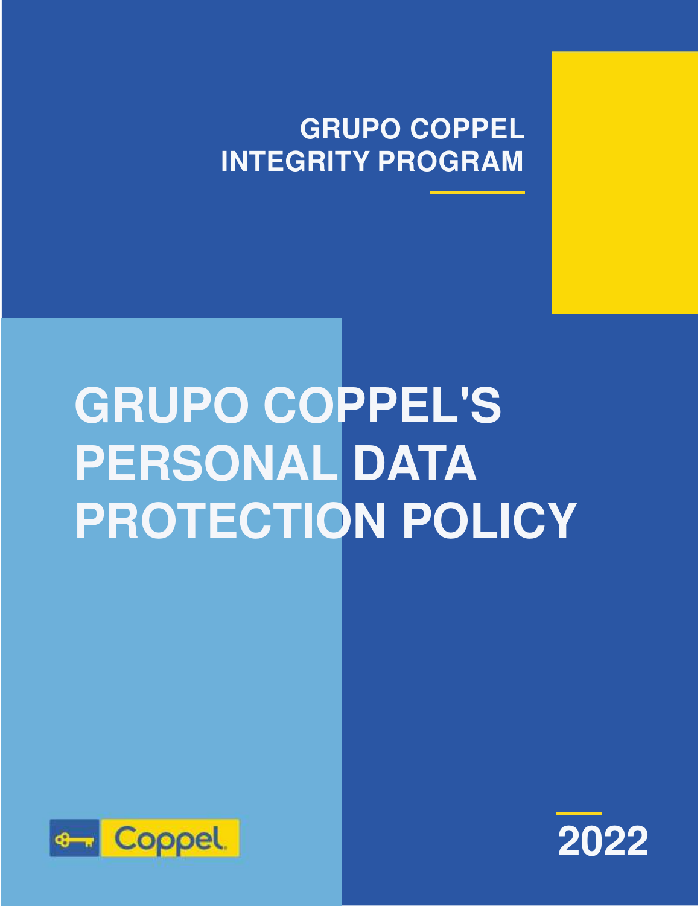GRUPO COPPEL
INTEGRITY PROGRAM

# GRUPO COPPEL'S PERSONAL DATA PROTECTION POLICY

Coppel

2022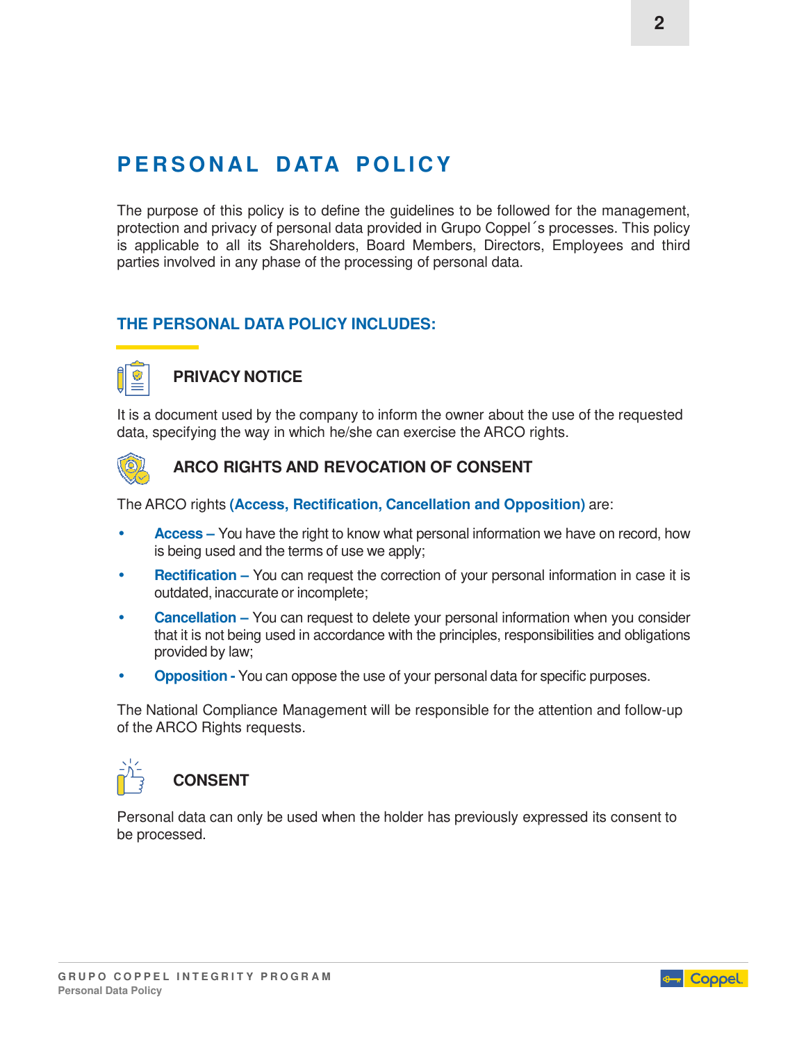# PERSONAL DATA POLICY

The purpose of this policy is to define the guidelines to be followed for the management, protection and privacy of personal data provided in Grupo Coppel´s processes. This policy is applicable to all its Shareholders, Board Members, Directors, Employees and third parties involved in any phase of the processing of personal data.

## THE PERSONAL DATA POLICY INCLUDES:

### PRIVACY NOTICE

It is a document used by the company to inform the owner about the use of the requested data, specifying the way in which he/she can exercise the ARCO rights.

### ARCO RIGHTS AND REVOCATION OF CONSENT

The ARCO rights **(Access, Rectification, Cancellation and Opposition)** are:

- **Access –** You have the right to know what personal information we have on record, how is being used and the terms of use we apply;
- **Rectification –** You can request the correction of your personal information in case it is outdated, inaccurate or incomplete;
- **Cancellation –** You can request to delete your personal information when you consider that it is not being used in accordance with the principles, responsibilities and obligations provided by law;
- **Opposition -** You can oppose the use of your personal data for specific purposes.

The National Compliance Management will be responsible for the attention and follow-up of the ARCO Rights requests.

### CONSENT

Personal data can only be used when the holder has previously expressed its consent to be processed.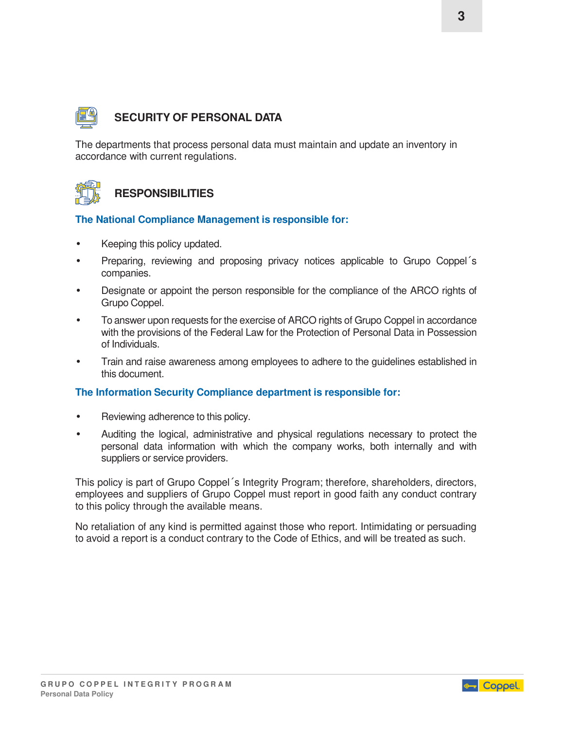## SECURITY OF PERSONAL DATA

The departments that process personal data must maintain and update an inventory in accordance with current regulations.

## RESPONSIBILITIES

**The National Compliance Management is responsible for:**

- Keeping this policy updated.
- Preparing, reviewing and proposing privacy notices applicable to Grupo Coppel´s companies.
- Designate or appoint the person responsible for the compliance of the ARCO rights of Grupo Coppel.
- To answer upon requests for the exercise of ARCO rights of Grupo Coppel in accordance with the provisions of the Federal Law for the Protection of Personal Data in Possession of Individuals.
- Train and raise awareness among employees to adhere to the guidelines established in this document.

**The Information Security Compliance department is responsible for:**

- Reviewing adherence to this policy.
- Auditing the logical, administrative and physical regulations necessary to protect the personal data information with which the company works, both internally and with suppliers or service providers.

This policy is part of Grupo Coppel´s Integrity Program; therefore, shareholders, directors, employees and suppliers of Grupo Coppel must report in good faith any conduct contrary to this policy through the available means.

No retaliation of any kind is permitted against those who report. Intimidating or persuading to avoid a report is a conduct contrary to the Code of Ethics, and will be treated as such.